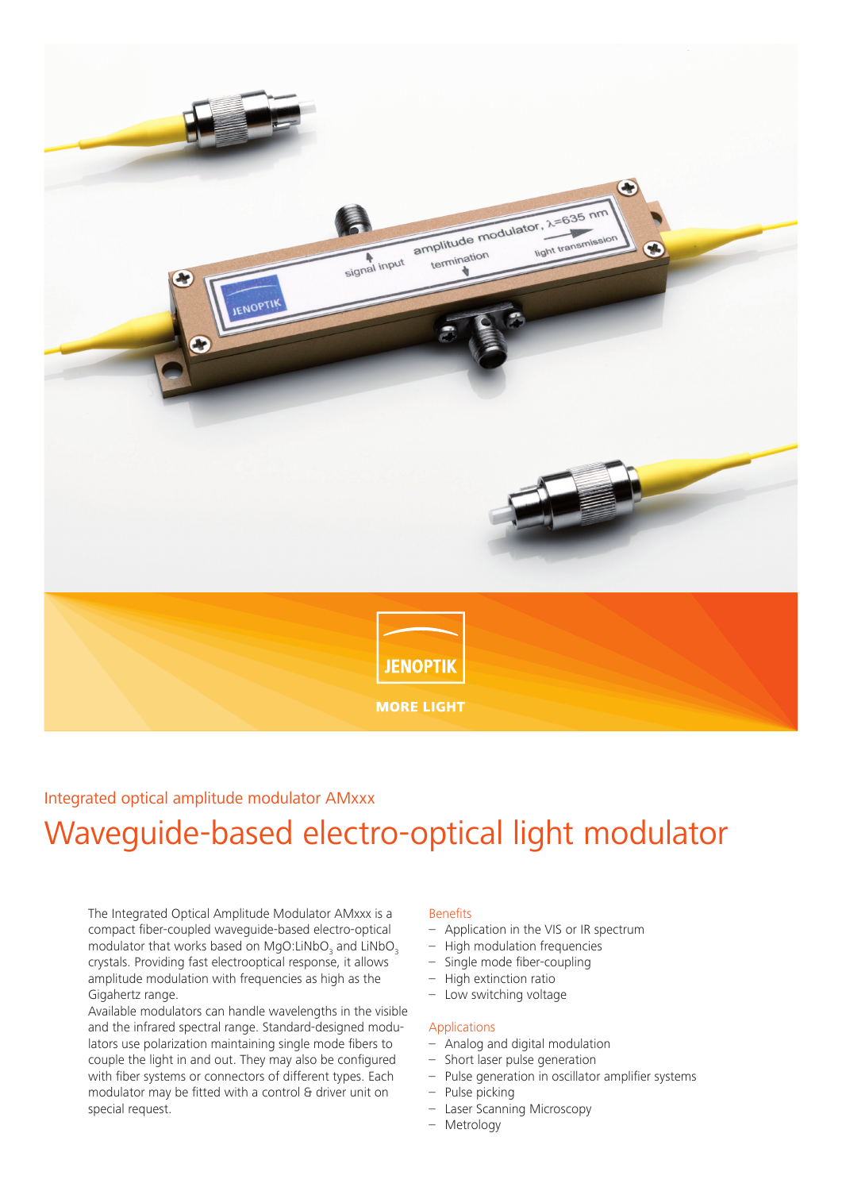Integrated optical amplitude modulator AMxxx

# Waveguide-based electro-optical light modulator

The Integrated Optical Amplitude Modulator AMxxx is a compact fiber-coupled waveguide-based electro-optical modulator that works based on MgO:$LiNbO_3$ and $LiNbO_3$ crystals. Providing fast electrooptical response, it allows amplitude modulation with frequencies as high as the Gigahertz range.
Available modulators can handle wavelengths in the visible and the infrared spectral range. Standard-designed modulators use polarization maintaining single mode fibers to couple the light in and out. They may also be configured with fiber systems or connectors of different types. Each modulator may be fitted with a control & driver unit on special request.

### Benefits

- Application in the VIS or IR spectrum
- High modulation frequencies
- Single mode fiber-coupling
- High extinction ratio
- Low switching voltage

### Applications

- Analog and digital modulation
- Short laser pulse generation
- Pulse generation in oscillator amplifier systems
- Pulse picking
- Laser Scanning Microscopy
- Metrology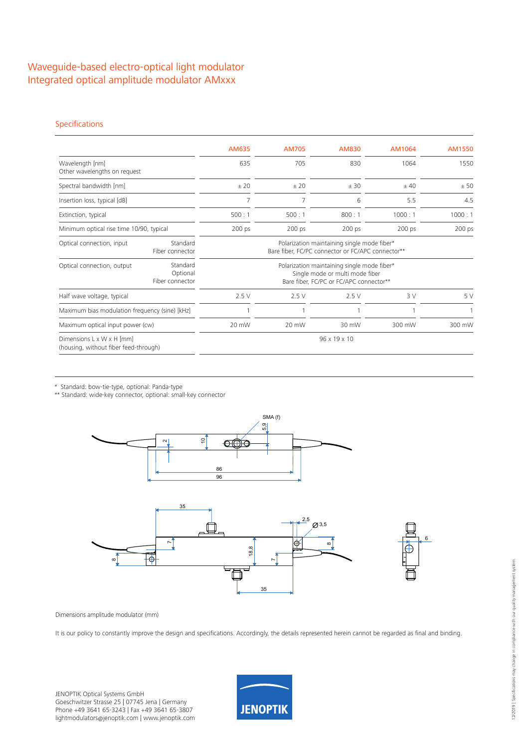# Waveguide-based electro-optical light modulator
# Integrated optical amplitude modulator AMxxx

## Specifications

| | | AM635 | AM705 | AM830 | AM1064 | AM1550 |
|---|---|---|---|---|---|---|
| Wavelength [nm]<br>Other wavelengths on request | | 635 | 705 | 830 | 1064 | 1550 |
| Spectral bandwidth [nm] | | ± 20 | ± 20 | ± 30 | ± 40 | ± 50 |
| Insertion loss, typical [dB] | | 7 | 7 | 6 | 5.5 | 4.5 |
| Extinction, typical | | 500 : 1 | 500 : 1 | 800 : 1 | 1000 : 1 | 1000 : 1 |
| Minimum optical rise time 10/90, typical | | 200 ps | 200 ps | 200 ps | 200 ps | 200 ps |
| Optical connection, input | Standard<br>Fiber connector | Polarization maintaining single mode fiber*<br>Bare fiber, FC/PC connector or FC/APC connector** | | | | |
| Optical connection, output | Standard<br>Optional<br>Fiber connector | Polarization maintaining single mode fiber*<br>Single mode or multi mode fiber<br>Bare fiber, FC/PC or FC/APC connector** | | | | |
| Half wave voltage, typical | | 2.5 V | 2.5 V | 2.5 V | 3 V | 5 V |
| Maximum bias modulation frequency (sine) [kHz] | | 1 | 1 | 1 | 1 | 1 |
| Maximum optical input power (cw) | | 20 mW | 20 mW | 30 mW | 300 mW | 300 mW |
| Dimensions L x W x H [mm]<br>(housing, without fiber feed-through) | | 96 x 19 x 10 | | | | |

\* Standard: bow-tie-type, optional: Panda-type
\** Standard: wide-key connector, optional: small-key connector

SMA (f)
5,9
10
2
86
96
35
2,5
∅ 3,5
8
7
18,8
7
8
35
6

Dimensions amplitude modulator (mm)

It is our policy to constantly improve the design and specifications. Accordingly, the details represented herein cannot be regarded as final and binding.

JENOPTIK Optical Systems GmbH
Goeschwitzer Strasse 25 | 07745 Jena | Germany
Phone +49 3641 65-3243 | Fax +49 3641 65-3807
lightmodulators@jenoptik.com | www.jenoptik.com

JENOPTIK

12/2019 | Specifications may change in compliance with our quality management system.